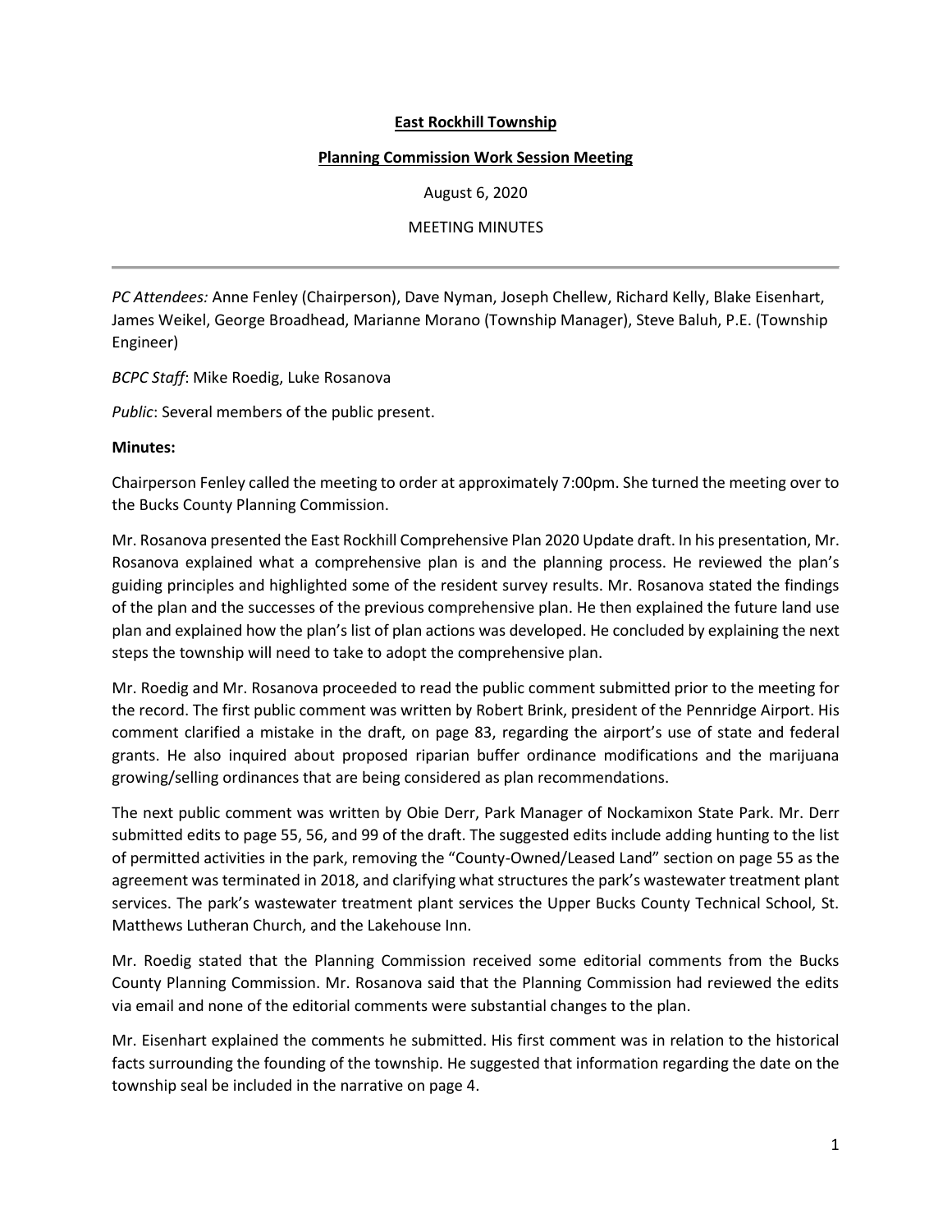**East Rockhill Township**

**Planning Commission Work Session Meeting**

August 6, 2020

MEETING MINUTES

---

*PC Attendees:* Anne Fenley (Chairperson), Dave Nyman, Joseph Chellew, Richard Kelly, Blake Eisenhart, James Weikel, George Broadhead, Marianne Morano (Township Manager), Steve Baluh, P.E. (Township Engineer)

*BCPC Staff*: Mike Roedig, Luke Rosanova

*Public*: Several members of the public present.

**Minutes:**

Chairperson Fenley called the meeting to order at approximately 7:00pm. She turned the meeting over to the Bucks County Planning Commission.

Mr. Rosanova presented the East Rockhill Comprehensive Plan 2020 Update draft. In his presentation, Mr. Rosanova explained what a comprehensive plan is and the planning process. He reviewed the plan's guiding principles and highlighted some of the resident survey results. Mr. Rosanova stated the findings of the plan and the successes of the previous comprehensive plan. He then explained the future land use plan and explained how the plan's list of plan actions was developed. He concluded by explaining the next steps the township will need to take to adopt the comprehensive plan.

Mr. Roedig and Mr. Rosanova proceeded to read the public comment submitted prior to the meeting for the record. The first public comment was written by Robert Brink, president of the Pennridge Airport. His comment clarified a mistake in the draft, on page 83, regarding the airport's use of state and federal grants. He also inquired about proposed riparian buffer ordinance modifications and the marijuana growing/selling ordinances that are being considered as plan recommendations.

The next public comment was written by Obie Derr, Park Manager of Nockamixon State Park. Mr. Derr submitted edits to page 55, 56, and 99 of the draft. The suggested edits include adding hunting to the list of permitted activities in the park, removing the "County-Owned/Leased Land" section on page 55 as the agreement was terminated in 2018, and clarifying what structures the park's wastewater treatment plant services. The park's wastewater treatment plant services the Upper Bucks County Technical School, St. Matthews Lutheran Church, and the Lakehouse Inn.

Mr. Roedig stated that the Planning Commission received some editorial comments from the Bucks County Planning Commission. Mr. Rosanova said that the Planning Commission had reviewed the edits via email and none of the editorial comments were substantial changes to the plan.

Mr. Eisenhart explained the comments he submitted. His first comment was in relation to the historical facts surrounding the founding of the township. He suggested that information regarding the date on the township seal be included in the narrative on page 4.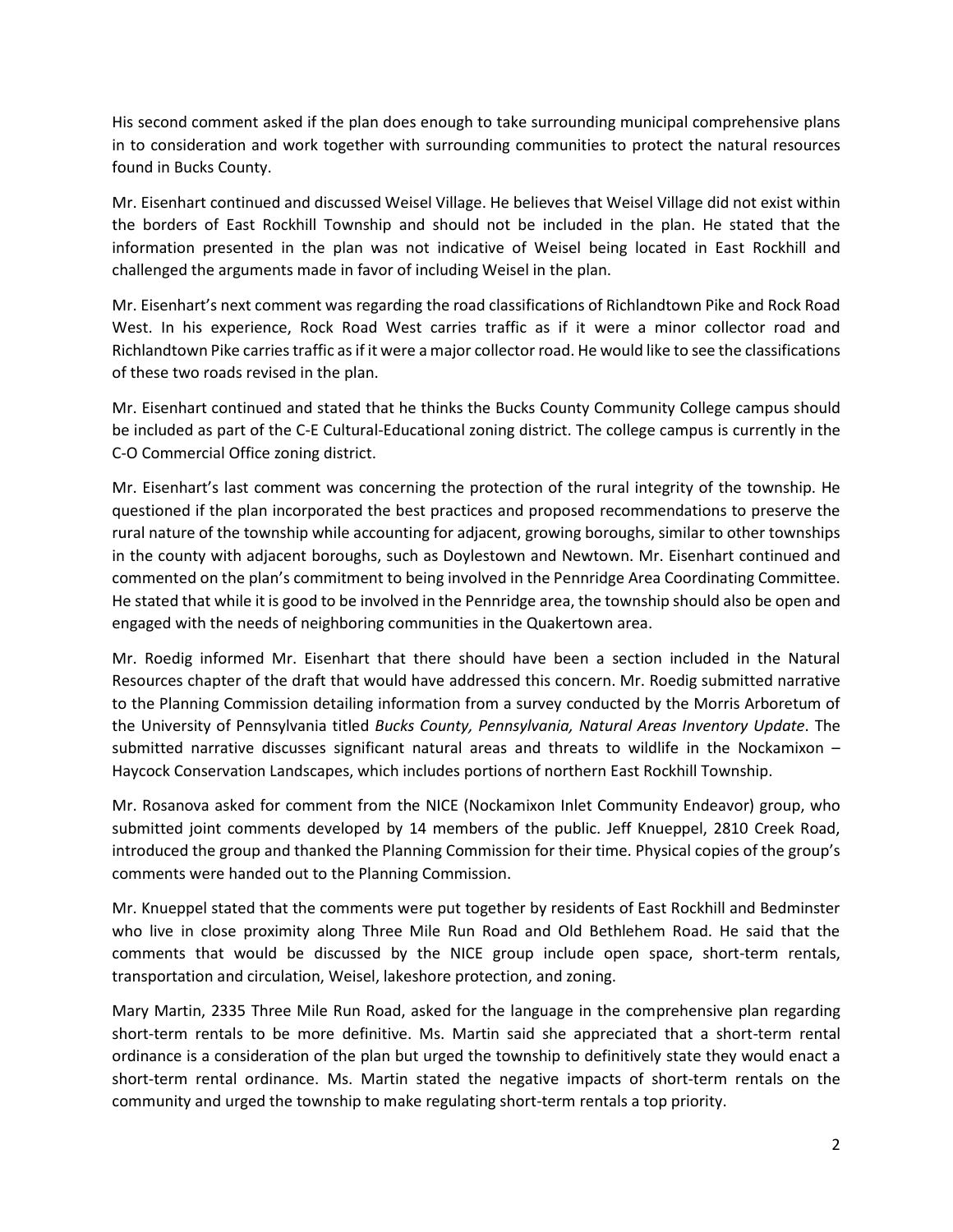His second comment asked if the plan does enough to take surrounding municipal comprehensive plans in to consideration and work together with surrounding communities to protect the natural resources found in Bucks County.

Mr. Eisenhart continued and discussed Weisel Village. He believes that Weisel Village did not exist within the borders of East Rockhill Township and should not be included in the plan. He stated that the information presented in the plan was not indicative of Weisel being located in East Rockhill and challenged the arguments made in favor of including Weisel in the plan.

Mr. Eisenhart's next comment was regarding the road classifications of Richlandtown Pike and Rock Road West. In his experience, Rock Road West carries traffic as if it were a minor collector road and Richlandtown Pike carries traffic as if it were a major collector road. He would like to see the classifications of these two roads revised in the plan.

Mr. Eisenhart continued and stated that he thinks the Bucks County Community College campus should be included as part of the C-E Cultural-Educational zoning district. The college campus is currently in the C-O Commercial Office zoning district.

Mr. Eisenhart's last comment was concerning the protection of the rural integrity of the township. He questioned if the plan incorporated the best practices and proposed recommendations to preserve the rural nature of the township while accounting for adjacent, growing boroughs, similar to other townships in the county with adjacent boroughs, such as Doylestown and Newtown. Mr. Eisenhart continued and commented on the plan's commitment to being involved in the Pennridge Area Coordinating Committee. He stated that while it is good to be involved in the Pennridge area, the township should also be open and engaged with the needs of neighboring communities in the Quakertown area.

Mr. Roedig informed Mr. Eisenhart that there should have been a section included in the Natural Resources chapter of the draft that would have addressed this concern. Mr. Roedig submitted narrative to the Planning Commission detailing information from a survey conducted by the Morris Arboretum of the University of Pennsylvania titled *Bucks County, Pennsylvania, Natural Areas Inventory Update*. The submitted narrative discusses significant natural areas and threats to wildlife in the Nockamixon – Haycock Conservation Landscapes, which includes portions of northern East Rockhill Township.

Mr. Rosanova asked for comment from the NICE (Nockamixon Inlet Community Endeavor) group, who submitted joint comments developed by 14 members of the public. Jeff Knueppel, 2810 Creek Road, introduced the group and thanked the Planning Commission for their time. Physical copies of the group's comments were handed out to the Planning Commission.

Mr. Knueppel stated that the comments were put together by residents of East Rockhill and Bedminster who live in close proximity along Three Mile Run Road and Old Bethlehem Road. He said that the comments that would be discussed by the NICE group include open space, short-term rentals, transportation and circulation, Weisel, lakeshore protection, and zoning.

Mary Martin, 2335 Three Mile Run Road, asked for the language in the comprehensive plan regarding short-term rentals to be more definitive. Ms. Martin said she appreciated that a short-term rental ordinance is a consideration of the plan but urged the township to definitively state they would enact a short-term rental ordinance. Ms. Martin stated the negative impacts of short-term rentals on the community and urged the township to make regulating short-term rentals a top priority.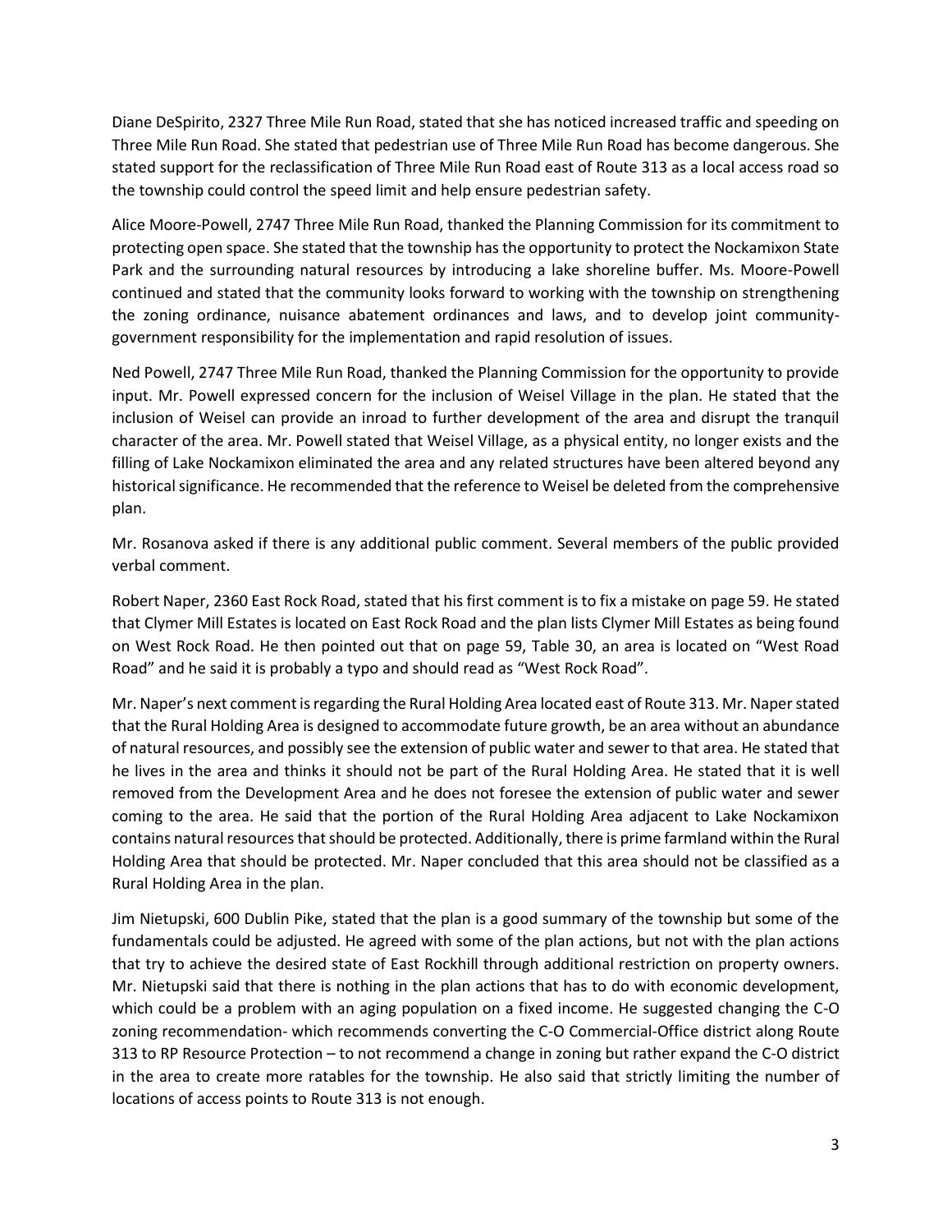Diane DeSpirito, 2327 Three Mile Run Road, stated that she has noticed increased traffic and speeding on Three Mile Run Road. She stated that pedestrian use of Three Mile Run Road has become dangerous. She stated support for the reclassification of Three Mile Run Road east of Route 313 as a local access road so the township could control the speed limit and help ensure pedestrian safety.

Alice Moore-Powell, 2747 Three Mile Run Road, thanked the Planning Commission for its commitment to protecting open space. She stated that the township has the opportunity to protect the Nockamixon State Park and the surrounding natural resources by introducing a lake shoreline buffer. Ms. Moore-Powell continued and stated that the community looks forward to working with the township on strengthening the zoning ordinance, nuisance abatement ordinances and laws, and to develop joint community-government responsibility for the implementation and rapid resolution of issues.

Ned Powell, 2747 Three Mile Run Road, thanked the Planning Commission for the opportunity to provide input. Mr. Powell expressed concern for the inclusion of Weisel Village in the plan. He stated that the inclusion of Weisel can provide an inroad to further development of the area and disrupt the tranquil character of the area. Mr. Powell stated that Weisel Village, as a physical entity, no longer exists and the filling of Lake Nockamixon eliminated the area and any related structures have been altered beyond any historical significance. He recommended that the reference to Weisel be deleted from the comprehensive plan.

Mr. Rosanova asked if there is any additional public comment. Several members of the public provided verbal comment.

Robert Naper, 2360 East Rock Road, stated that his first comment is to fix a mistake on page 59. He stated that Clymer Mill Estates is located on East Rock Road and the plan lists Clymer Mill Estates as being found on West Rock Road. He then pointed out that on page 59, Table 30, an area is located on "West Road Road" and he said it is probably a typo and should read as "West Rock Road".

Mr. Naper's next comment is regarding the Rural Holding Area located east of Route 313. Mr. Naper stated that the Rural Holding Area is designed to accommodate future growth, be an area without an abundance of natural resources, and possibly see the extension of public water and sewer to that area. He stated that he lives in the area and thinks it should not be part of the Rural Holding Area. He stated that it is well removed from the Development Area and he does not foresee the extension of public water and sewer coming to the area. He said that the portion of the Rural Holding Area adjacent to Lake Nockamixon contains natural resources that should be protected. Additionally, there is prime farmland within the Rural Holding Area that should be protected. Mr. Naper concluded that this area should not be classified as a Rural Holding Area in the plan.

Jim Nietupski, 600 Dublin Pike, stated that the plan is a good summary of the township but some of the fundamentals could be adjusted. He agreed with some of the plan actions, but not with the plan actions that try to achieve the desired state of East Rockhill through additional restriction on property owners. Mr. Nietupski said that there is nothing in the plan actions that has to do with economic development, which could be a problem with an aging population on a fixed income. He suggested changing the C-O zoning recommendation- which recommends converting the C-O Commercial-Office district along Route 313 to RP Resource Protection – to not recommend a change in zoning but rather expand the C-O district in the area to create more ratables for the township. He also said that strictly limiting the number of locations of access points to Route 313 is not enough.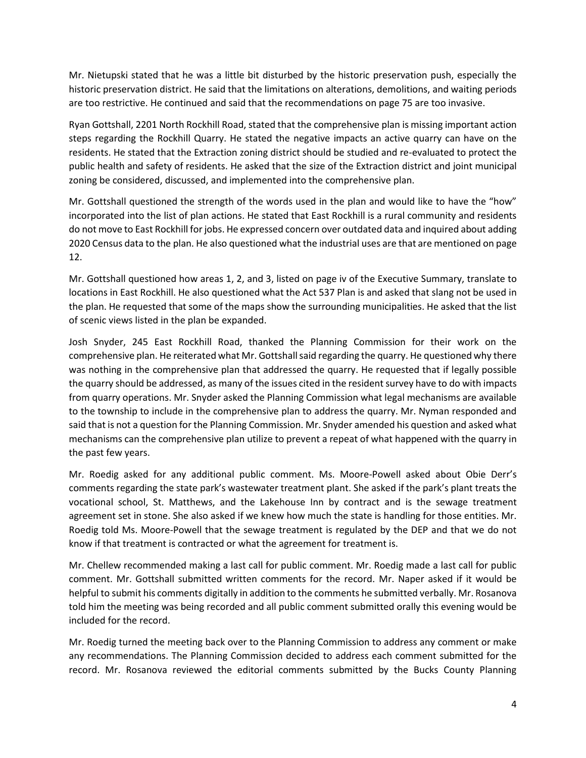Mr. Nietupski stated that he was a little bit disturbed by the historic preservation push, especially the historic preservation district. He said that the limitations on alterations, demolitions, and waiting periods are too restrictive. He continued and said that the recommendations on page 75 are too invasive.

Ryan Gottshall, 2201 North Rockhill Road, stated that the comprehensive plan is missing important action steps regarding the Rockhill Quarry. He stated the negative impacts an active quarry can have on the residents. He stated that the Extraction zoning district should be studied and re-evaluated to protect the public health and safety of residents. He asked that the size of the Extraction district and joint municipal zoning be considered, discussed, and implemented into the comprehensive plan.

Mr. Gottshall questioned the strength of the words used in the plan and would like to have the "how" incorporated into the list of plan actions. He stated that East Rockhill is a rural community and residents do not move to East Rockhill for jobs. He expressed concern over outdated data and inquired about adding 2020 Census data to the plan. He also questioned what the industrial uses are that are mentioned on page 12.

Mr. Gottshall questioned how areas 1, 2, and 3, listed on page iv of the Executive Summary, translate to locations in East Rockhill. He also questioned what the Act 537 Plan is and asked that slang not be used in the plan. He requested that some of the maps show the surrounding municipalities. He asked that the list of scenic views listed in the plan be expanded.

Josh Snyder, 245 East Rockhill Road, thanked the Planning Commission for their work on the comprehensive plan. He reiterated what Mr. Gottshall said regarding the quarry. He questioned why there was nothing in the comprehensive plan that addressed the quarry. He requested that if legally possible the quarry should be addressed, as many of the issues cited in the resident survey have to do with impacts from quarry operations. Mr. Snyder asked the Planning Commission what legal mechanisms are available to the township to include in the comprehensive plan to address the quarry. Mr. Nyman responded and said that is not a question for the Planning Commission. Mr. Snyder amended his question and asked what mechanisms can the comprehensive plan utilize to prevent a repeat of what happened with the quarry in the past few years.

Mr. Roedig asked for any additional public comment. Ms. Moore-Powell asked about Obie Derr's comments regarding the state park's wastewater treatment plant. She asked if the park's plant treats the vocational school, St. Matthews, and the Lakehouse Inn by contract and is the sewage treatment agreement set in stone. She also asked if we knew how much the state is handling for those entities. Mr. Roedig told Ms. Moore-Powell that the sewage treatment is regulated by the DEP and that we do not know if that treatment is contracted or what the agreement for treatment is.

Mr. Chellew recommended making a last call for public comment. Mr. Roedig made a last call for public comment. Mr. Gottshall submitted written comments for the record. Mr. Naper asked if it would be helpful to submit his comments digitally in addition to the comments he submitted verbally. Mr. Rosanova told him the meeting was being recorded and all public comment submitted orally this evening would be included for the record.

Mr. Roedig turned the meeting back over to the Planning Commission to address any comment or make any recommendations. The Planning Commission decided to address each comment submitted for the record. Mr. Rosanova reviewed the editorial comments submitted by the Bucks County Planning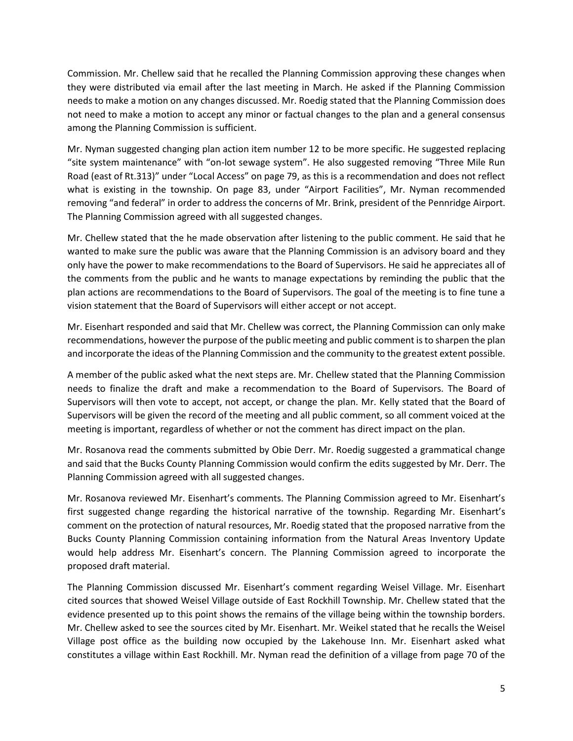Commission. Mr. Chellew said that he recalled the Planning Commission approving these changes when they were distributed via email after the last meeting in March. He asked if the Planning Commission needs to make a motion on any changes discussed. Mr. Roedig stated that the Planning Commission does not need to make a motion to accept any minor or factual changes to the plan and a general consensus among the Planning Commission is sufficient.

Mr. Nyman suggested changing plan action item number 12 to be more specific. He suggested replacing "site system maintenance" with "on-lot sewage system". He also suggested removing "Three Mile Run Road (east of Rt.313)" under "Local Access" on page 79, as this is a recommendation and does not reflect what is existing in the township. On page 83, under "Airport Facilities", Mr. Nyman recommended removing "and federal" in order to address the concerns of Mr. Brink, president of the Pennridge Airport. The Planning Commission agreed with all suggested changes.

Mr. Chellew stated that the he made observation after listening to the public comment. He said that he wanted to make sure the public was aware that the Planning Commission is an advisory board and they only have the power to make recommendations to the Board of Supervisors. He said he appreciates all of the comments from the public and he wants to manage expectations by reminding the public that the plan actions are recommendations to the Board of Supervisors. The goal of the meeting is to fine tune a vision statement that the Board of Supervisors will either accept or not accept.

Mr. Eisenhart responded and said that Mr. Chellew was correct, the Planning Commission can only make recommendations, however the purpose of the public meeting and public comment is to sharpen the plan and incorporate the ideas of the Planning Commission and the community to the greatest extent possible.

A member of the public asked what the next steps are. Mr. Chellew stated that the Planning Commission needs to finalize the draft and make a recommendation to the Board of Supervisors. The Board of Supervisors will then vote to accept, not accept, or change the plan. Mr. Kelly stated that the Board of Supervisors will be given the record of the meeting and all public comment, so all comment voiced at the meeting is important, regardless of whether or not the comment has direct impact on the plan.

Mr. Rosanova read the comments submitted by Obie Derr. Mr. Roedig suggested a grammatical change and said that the Bucks County Planning Commission would confirm the edits suggested by Mr. Derr. The Planning Commission agreed with all suggested changes.

Mr. Rosanova reviewed Mr. Eisenhart's comments. The Planning Commission agreed to Mr. Eisenhart's first suggested change regarding the historical narrative of the township. Regarding Mr. Eisenhart's comment on the protection of natural resources, Mr. Roedig stated that the proposed narrative from the Bucks County Planning Commission containing information from the Natural Areas Inventory Update would help address Mr. Eisenhart's concern. The Planning Commission agreed to incorporate the proposed draft material.

The Planning Commission discussed Mr. Eisenhart's comment regarding Weisel Village. Mr. Eisenhart cited sources that showed Weisel Village outside of East Rockhill Township. Mr. Chellew stated that the evidence presented up to this point shows the remains of the village being within the township borders. Mr. Chellew asked to see the sources cited by Mr. Eisenhart. Mr. Weikel stated that he recalls the Weisel Village post office as the building now occupied by the Lakehouse Inn. Mr. Eisenhart asked what constitutes a village within East Rockhill. Mr. Nyman read the definition of a village from page 70 of the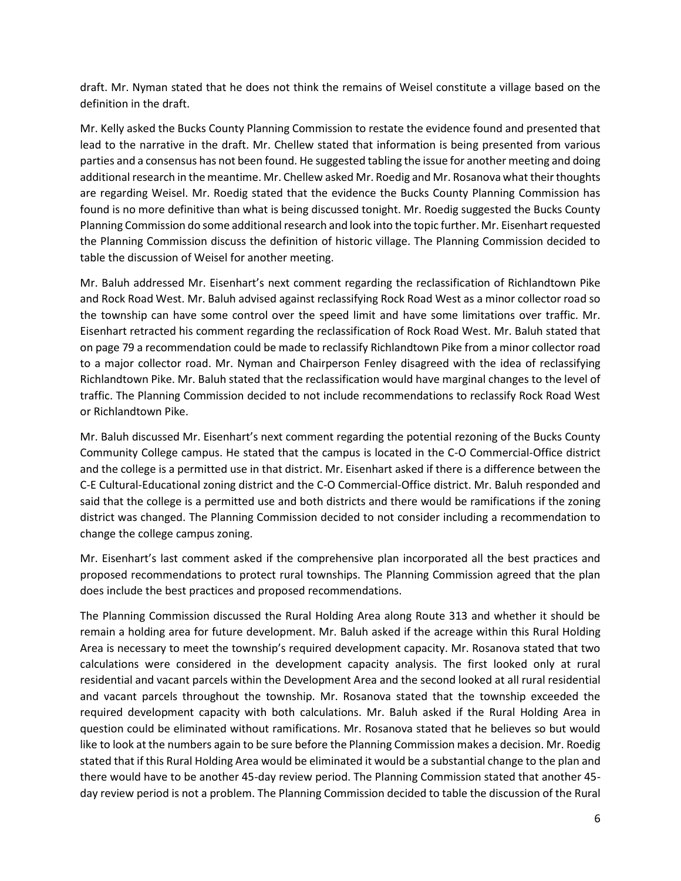draft. Mr. Nyman stated that he does not think the remains of Weisel constitute a village based on the definition in the draft.

Mr. Kelly asked the Bucks County Planning Commission to restate the evidence found and presented that lead to the narrative in the draft. Mr. Chellew stated that information is being presented from various parties and a consensus has not been found. He suggested tabling the issue for another meeting and doing additional research in the meantime. Mr. Chellew asked Mr. Roedig and Mr. Rosanova what their thoughts are regarding Weisel. Mr. Roedig stated that the evidence the Bucks County Planning Commission has found is no more definitive than what is being discussed tonight. Mr. Roedig suggested the Bucks County Planning Commission do some additional research and look into the topic further. Mr. Eisenhart requested the Planning Commission discuss the definition of historic village. The Planning Commission decided to table the discussion of Weisel for another meeting.

Mr. Baluh addressed Mr. Eisenhart's next comment regarding the reclassification of Richlandtown Pike and Rock Road West. Mr. Baluh advised against reclassifying Rock Road West as a minor collector road so the township can have some control over the speed limit and have some limitations over traffic. Mr. Eisenhart retracted his comment regarding the reclassification of Rock Road West. Mr. Baluh stated that on page 79 a recommendation could be made to reclassify Richlandtown Pike from a minor collector road to a major collector road. Mr. Nyman and Chairperson Fenley disagreed with the idea of reclassifying Richlandtown Pike. Mr. Baluh stated that the reclassification would have marginal changes to the level of traffic. The Planning Commission decided to not include recommendations to reclassify Rock Road West or Richlandtown Pike.

Mr. Baluh discussed Mr. Eisenhart's next comment regarding the potential rezoning of the Bucks County Community College campus. He stated that the campus is located in the C-O Commercial-Office district and the college is a permitted use in that district. Mr. Eisenhart asked if there is a difference between the C-E Cultural-Educational zoning district and the C-O Commercial-Office district. Mr. Baluh responded and said that the college is a permitted use and both districts and there would be ramifications if the zoning district was changed. The Planning Commission decided to not consider including a recommendation to change the college campus zoning.

Mr. Eisenhart's last comment asked if the comprehensive plan incorporated all the best practices and proposed recommendations to protect rural townships. The Planning Commission agreed that the plan does include the best practices and proposed recommendations.

The Planning Commission discussed the Rural Holding Area along Route 313 and whether it should be remain a holding area for future development. Mr. Baluh asked if the acreage within this Rural Holding Area is necessary to meet the township's required development capacity. Mr. Rosanova stated that two calculations were considered in the development capacity analysis. The first looked only at rural residential and vacant parcels within the Development Area and the second looked at all rural residential and vacant parcels throughout the township. Mr. Rosanova stated that the township exceeded the required development capacity with both calculations. Mr. Baluh asked if the Rural Holding Area in question could be eliminated without ramifications. Mr. Rosanova stated that he believes so but would like to look at the numbers again to be sure before the Planning Commission makes a decision. Mr. Roedig stated that if this Rural Holding Area would be eliminated it would be a substantial change to the plan and there would have to be another 45-day review period. The Planning Commission stated that another 45-day review period is not a problem. The Planning Commission decided to table the discussion of the Rural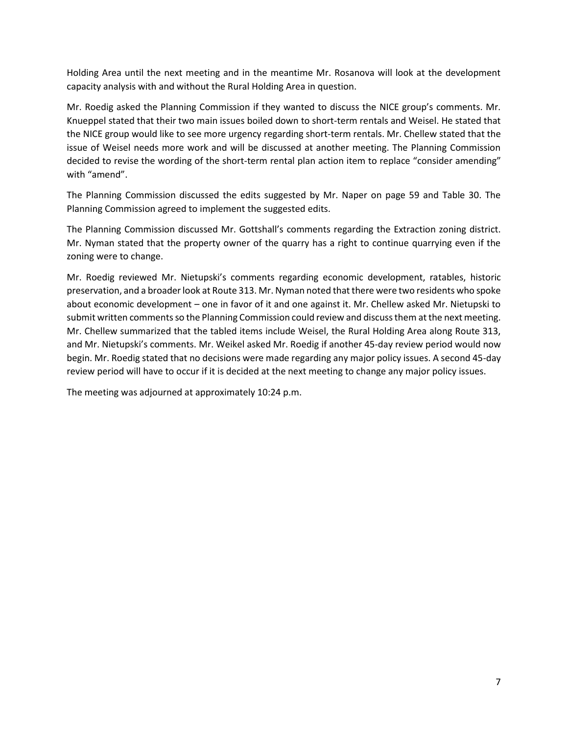Holding Area until the next meeting and in the meantime Mr. Rosanova will look at the development capacity analysis with and without the Rural Holding Area in question.

Mr. Roedig asked the Planning Commission if they wanted to discuss the NICE group's comments. Mr. Knueppel stated that their two main issues boiled down to short-term rentals and Weisel. He stated that the NICE group would like to see more urgency regarding short-term rentals. Mr. Chellew stated that the issue of Weisel needs more work and will be discussed at another meeting. The Planning Commission decided to revise the wording of the short-term rental plan action item to replace "consider amending" with "amend".

The Planning Commission discussed the edits suggested by Mr. Naper on page 59 and Table 30. The Planning Commission agreed to implement the suggested edits.

The Planning Commission discussed Mr. Gottshall's comments regarding the Extraction zoning district. Mr. Nyman stated that the property owner of the quarry has a right to continue quarrying even if the zoning were to change.

Mr. Roedig reviewed Mr. Nietupski's comments regarding economic development, ratables, historic preservation, and a broader look at Route 313. Mr. Nyman noted that there were two residents who spoke about economic development – one in favor of it and one against it. Mr. Chellew asked Mr. Nietupski to submit written comments so the Planning Commission could review and discuss them at the next meeting. Mr. Chellew summarized that the tabled items include Weisel, the Rural Holding Area along Route 313, and Mr. Nietupski's comments. Mr. Weikel asked Mr. Roedig if another 45-day review period would now begin. Mr. Roedig stated that no decisions were made regarding any major policy issues. A second 45-day review period will have to occur if it is decided at the next meeting to change any major policy issues.

The meeting was adjourned at approximately 10:24 p.m.